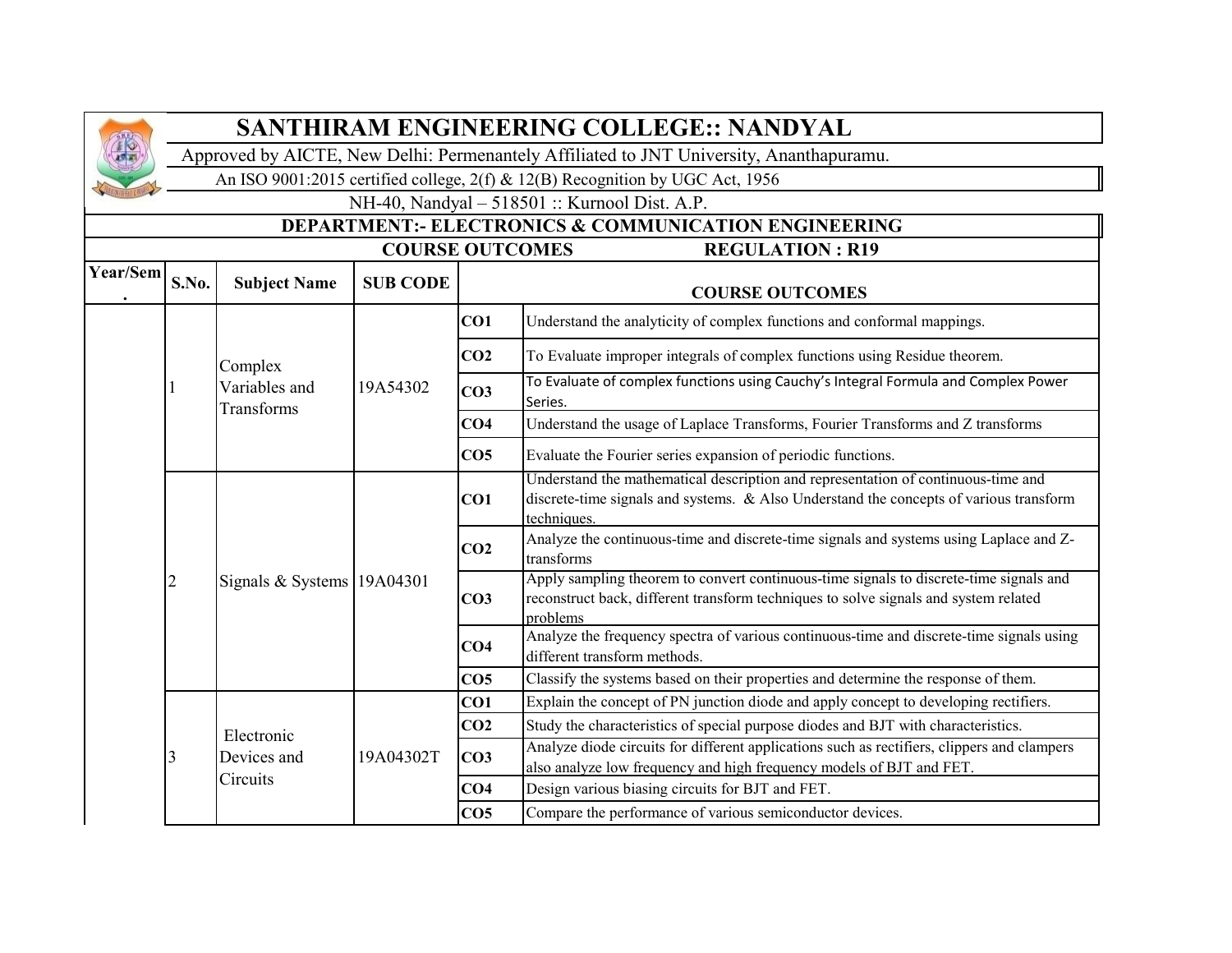# SANTHIRAM ENGINEERING COLLEGE:: NANDYAL

Approved by AICTE, New Delhi: Permenantely Affiliated to JNT University, Ananthapuramu.

An ISO 9001:2015 certified college, 2(f) & 12(B) Recognition by UGC Act, 1956

NH-40, Nandyal – 518501 :: Kurnool Dist. A.P.

## DEPARTMENT:- ELECTRONICS & COMMUNICATION ENGINEERING

### COURSE OUTCOMES REGULATION : R19

| Year/Sem. | S.No. | Subject Name | SUB CODE | COURSE OUTCOMES | |
|---|---|---|---|---|---|
| | 1 | Complex Variables and Transforms | 19A54302 | **CO1** | Understand the analyticity of complex functions and conformal mappings. |
| | | | | **CO2** | To Evaluate improper integrals of complex functions using Residue theorem. |
| | | | | **CO3** | To Evaluate of complex functions using Cauchy's Integral Formula and Complex Power Series. |
| | | | | **CO4** | Understand the usage of Laplace Transforms, Fourier Transforms and Z transforms |
| | | | | **CO5** | Evaluate the Fourier series expansion of periodic functions. |
| | 2 | Signals & Systems | 19A04301 | **CO1** | Understand the mathematical description and representation of continuous-time and discrete-time signals and systems. & Also Understand the concepts of various transform techniques. |
| | | | | **CO2** | Analyze the continuous-time and discrete-time signals and systems using Laplace and Z-transforms |
| | | | | **CO3** | Apply sampling theorem to convert continuous-time signals to discrete-time signals and reconstruct back, different transform techniques to solve signals and system related problems |
| | | | | **CO4** | Analyze the frequency spectra of various continuous-time and discrete-time signals using different transform methods. |
| | | | | **CO5** | Classify the systems based on their properties and determine the response of them. |
| | 3 | Electronic Devices and Circuits | 19A04302T | **CO1** | Explain the concept of PN junction diode and apply concept to developing rectifiers. |
| | | | | **CO2** | Study the characteristics of special purpose diodes and BJT with characteristics. |
| | | | | **CO3** | Analyze diode circuits for different applications such as rectifiers, clippers and clampers also analyze low frequency and high frequency models of BJT and FET. |
| | | | | **CO4** | Design various biasing circuits for BJT and FET. |
| | | | | **CO5** | Compare the performance of various semiconductor devices. |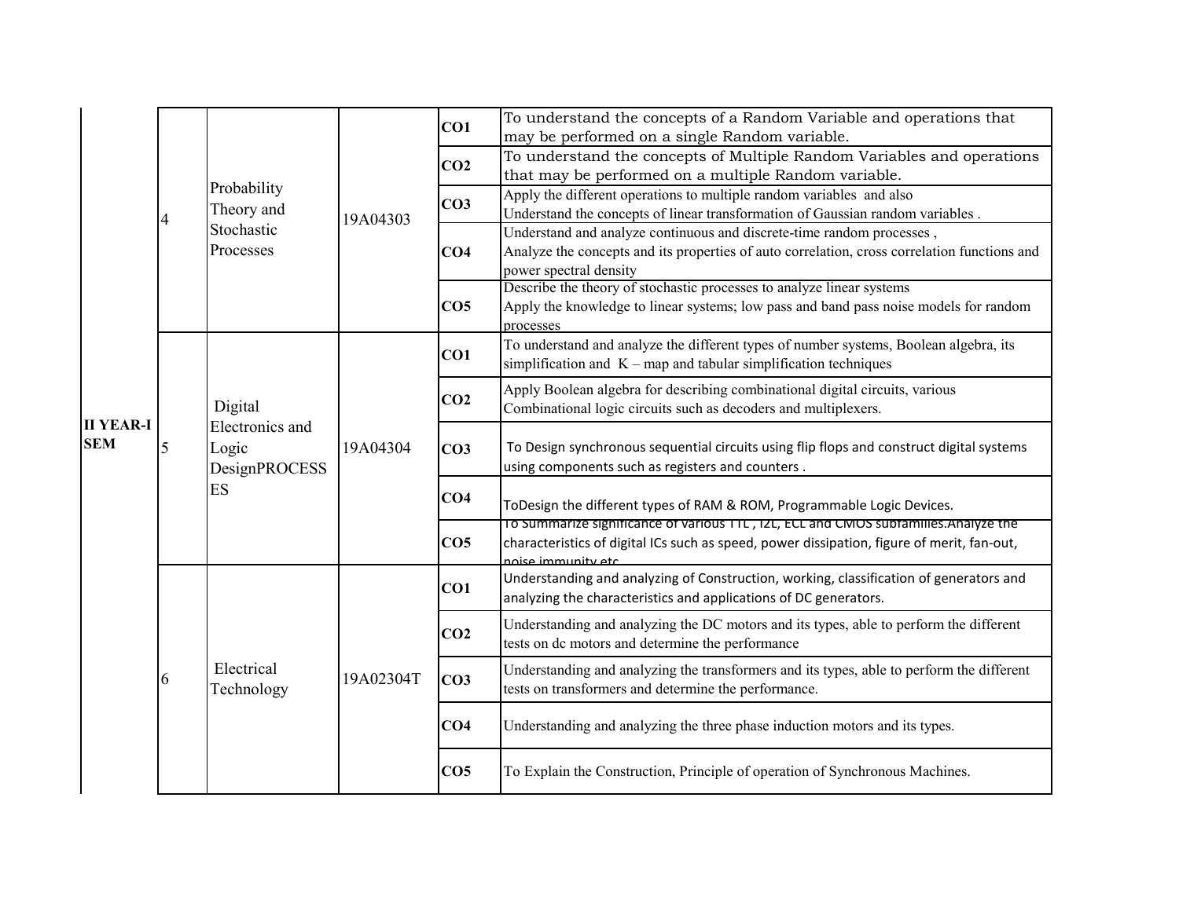| | | | | | |
|---|---|---|---|---|---|
| II YEAR-I SEM | 4 | Probability Theory and Stochastic Processes | 19A04303 | CO1 | To understand the concepts of a Random Variable and operations that may be performed on a single Random variable. |
| | | | | CO2 | To understand the concepts of Multiple Random Variables and operations that may be performed on a multiple Random variable. |
| | | | | CO3 | Apply the different operations to multiple random variables and also Understand the concepts of linear transformation of Gaussian random variables . |
| | | | | CO4 | Understand and analyze continuous and discrete-time random processes , Analyze the concepts and its properties of auto correlation, cross correlation functions and power spectral density |
| | | | | CO5 | Describe the theory of stochastic processes to analyze linear systems Apply the knowledge to linear systems; low pass and band pass noise models for random processes |
| | 5 | Digital Electronics and Logic DesignPROCESSES | 19A04304 | CO1 | To understand and analyze the different types of number systems, Boolean algebra, its simplification and K – map and tabular simplification techniques |
| | | | | CO2 | Apply Boolean algebra for describing combinational digital circuits, various Combinational logic circuits such as decoders and multiplexers. |
| | | | | CO3 | To Design synchronous sequential circuits using flip flops and construct digital systems using components such as registers and counters . |
| | | | | CO4 | ToDesign the different types of RAM & ROM, Programmable Logic Devices. |
| | | | | CO5 | To Summarize significance of various TTL , I2L, ECL and CMOS subfamilies.Analyze the characteristics of digital ICs such as speed, power dissipation, figure of merit, fan-out, noise immunity etc |
| | 6 | Electrical Technology | 19A02304T | CO1 | Understanding and analyzing of Construction, working, classification of generators and analyzing the characteristics and applications of DC generators. |
| | | | | CO2 | Understanding and analyzing the DC motors and its types, able to perform the different tests on dc motors and determine the performance |
| | | | | CO3 | Understanding and analyzing the transformers and its types, able to perform the different tests on transformers and determine the performance. |
| | | | | CO4 | Understanding and analyzing the three phase induction motors and its types. |
| | | | | CO5 | To Explain the Construction, Principle of operation of Synchronous Machines. |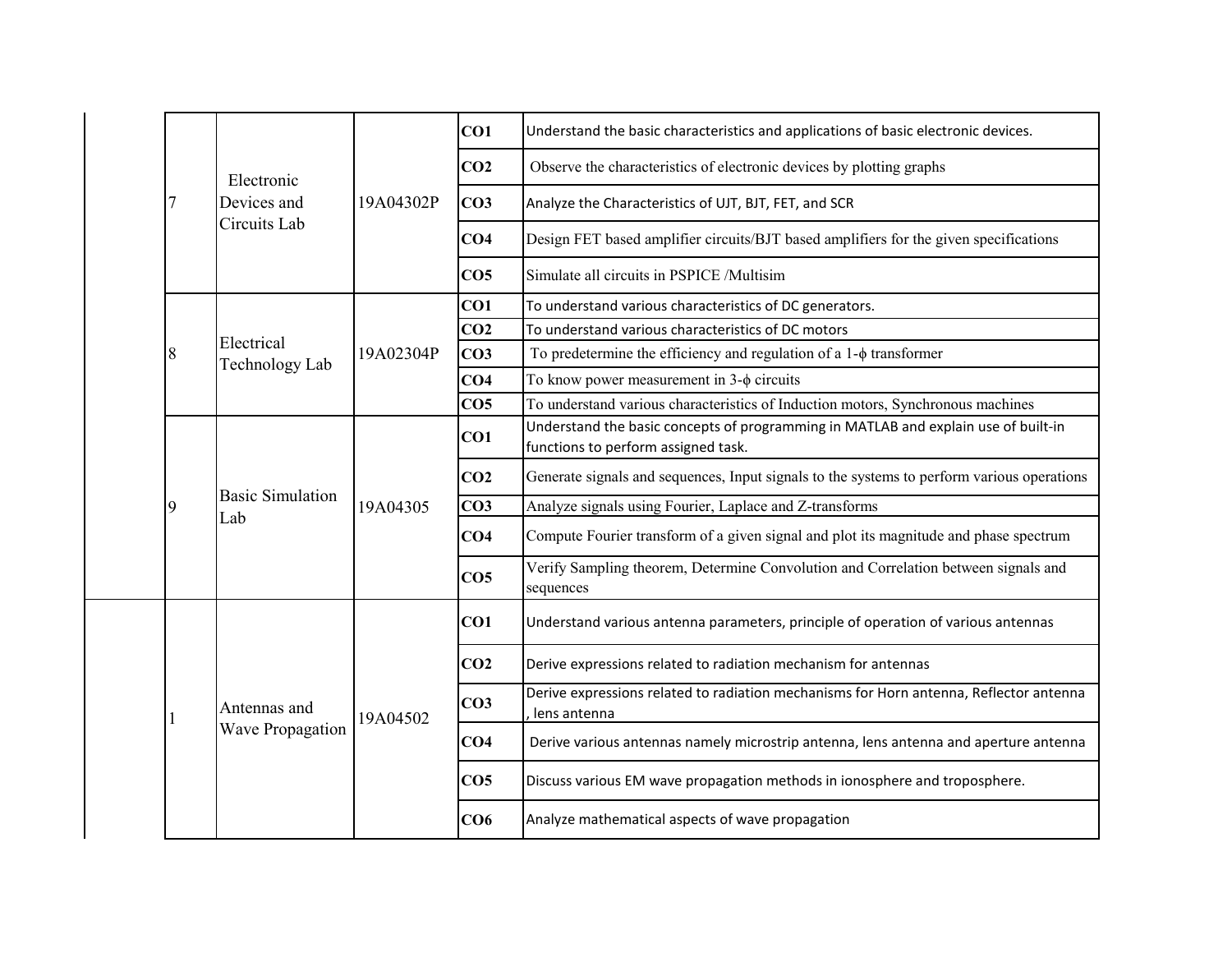| | | | | |
|---|---|---|---|---|
| 7 | Electronic Devices and Circuits Lab | 19A04302P | CO1 | Understand the basic characteristics and applications of basic electronic devices. |
| | | | CO2 | Observe the characteristics of electronic devices by plotting graphs |
| | | | CO3 | Analyze the Characteristics of UJT, BJT, FET, and SCR |
| | | | CO4 | Design FET based amplifier circuits/BJT based amplifiers for the given specifications |
| | | | CO5 | Simulate all circuits in PSPICE /Multisim |
| 8 | Electrical Technology Lab | 19A02304P | CO1 | To understand various characteristics of DC generators. |
| | | | CO2 | To understand various characteristics of DC motors |
| | | | CO3 | To predetermine the efficiency and regulation of a 1-ϕ transformer |
| | | | CO4 | To know power measurement in 3-ϕ circuits |
| | | | CO5 | To understand various characteristics of Induction motors, Synchronous machines |
| 9 | Basic Simulation Lab | 19A04305 | CO1 | Understand the basic concepts of programming in MATLAB and explain use of built-in functions to perform assigned task. |
| | | | CO2 | Generate signals and sequences, Input signals to the systems to perform various operations |
| | | | CO3 | Analyze signals using Fourier, Laplace and Z-transforms |
| | | | CO4 | Compute Fourier transform of a given signal and plot its magnitude and phase spectrum |
| | | | CO5 | Verify Sampling theorem, Determine Convolution and Correlation between signals and sequences |
| 1 | Antennas and Wave Propagation | 19A04502 | CO1 | Understand various antenna parameters, principle of operation of various antennas |
| | | | CO2 | Derive expressions related to radiation mechanism for antennas |
| | | | CO3 | Derive expressions related to radiation mechanisms for Horn antenna, Reflector antenna , lens antenna |
| | | | CO4 | Derive various antennas namely microstrip antenna, lens antenna and aperture antenna |
| | | | CO5 | Discuss various EM wave propagation methods in ionosphere and troposphere. |
| | | | CO6 | Analyze mathematical aspects of wave propagation |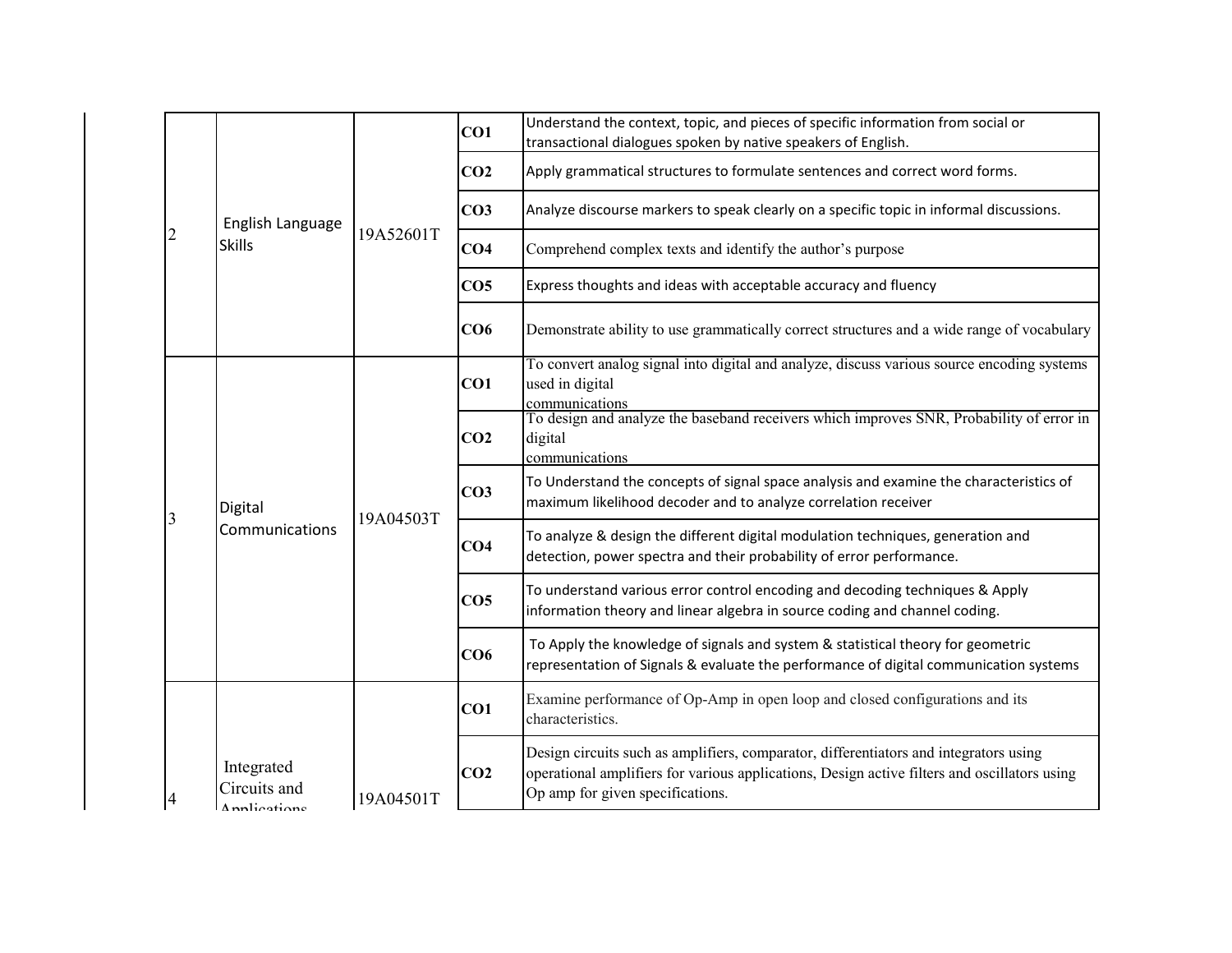| | | | | |
|---|---|---|---|---|
| 2 | English Language Skills | 19A52601T | **CO1** | Understand the context, topic, and pieces of specific information from social or transactional dialogues spoken by native speakers of English. |
| | | | **CO2** | Apply grammatical structures to formulate sentences and correct word forms. |
| | | | **CO3** | Analyze discourse markers to speak clearly on a specific topic in informal discussions. |
| | | | **CO4** | Comprehend complex texts and identify the author's purpose |
| | | | **CO5** | Express thoughts and ideas with acceptable accuracy and fluency |
| | | | **CO6** | Demonstrate ability to use grammatically correct structures and a wide range of vocabulary |
| 3 | Digital Communications | 19A04503T | **CO1** | To convert analog signal into digital and analyze, discuss various source encoding systems used in digital communications |
| | | | **CO2** | To design and analyze the baseband receivers which improves SNR, Probability of error in digital communications |
| | | | **CO3** | To Understand the concepts of signal space analysis and examine the characteristics of maximum likelihood decoder and to analyze correlation receiver |
| | | | **CO4** | To analyze & design the different digital modulation techniques, generation and detection, power spectra and their probability of error performance. |
| | | | **CO5** | To understand various error control encoding and decoding techniques & Apply information theory and linear algebra in source coding and channel coding. |
| | | | **CO6** | To Apply the knowledge of signals and system & statistical theory for geometric representation of Signals & evaluate the performance of digital communication systems |
| 4 | Integrated Circuits and Applications | 19A04501T | **CO1** | Examine performance of Op-Amp in open loop and closed configurations and its characteristics. |
| | | | **CO2** | Design circuits such as amplifiers, comparator, differentiators and integrators using operational amplifiers for various applications, Design active filters and oscillators using Op amp for given specifications. |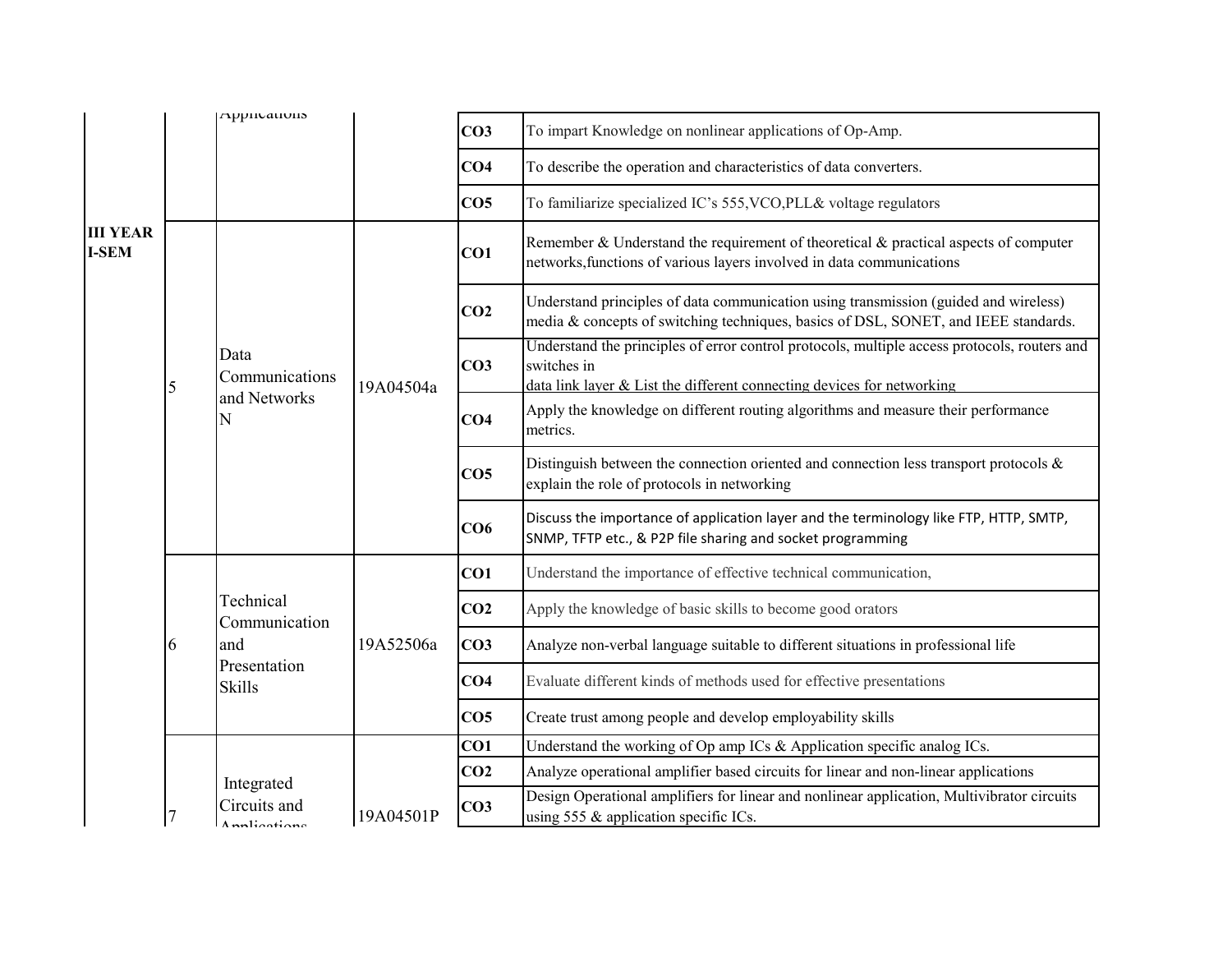|  |  | Applications |  | CO3 | To impart Knowledge on nonlinear applications of Op-Amp. |
|---|---|---|---|---|---|
|  |  |  |  | CO4 | To describe the operation and characteristics of data converters. |
|  |  |  |  | CO5 | To familiarize specialized IC's 555,VCO,PLL& voltage regulators |
| **III YEAR I-SEM** | 5 | Data Communications and Networks N | 19A04504a | CO1 | Remember & Understand the requirement of theoretical & practical aspects of computer networks,functions of various layers involved in data communications |
|  |  |  |  | CO2 | Understand principles of data communication using transmission (guided and wireless) media & concepts of switching techniques, basics of DSL, SONET, and IEEE standards. |
|  |  |  |  | CO3 | Understand the principles of error control protocols, multiple access protocols, routers and switches in data link layer & List the different connecting devices for networking |
|  |  |  |  | CO4 | Apply the knowledge on different routing algorithms and measure their performance metrics. |
|  |  |  |  | CO5 | Distinguish between the connection oriented and connection less transport protocols & explain the role of protocols in networking |
|  |  |  |  | CO6 | Discuss the importance of application layer and the terminology like FTP, HTTP, SMTP, SNMP, TFTP etc., & P2P file sharing and socket programming |
|  | 6 | Technical Communication and Presentation Skills | 19A52506a | CO1 | Understand the importance of effective technical communication, |
|  |  |  |  | CO2 | Apply the knowledge of basic skills to become good orators |
|  |  |  |  | CO3 | Analyze non-verbal language suitable to different situations in professional life |
|  |  |  |  | CO4 | Evaluate different kinds of methods used for effective presentations |
|  |  |  |  | CO5 | Create trust among people and develop employability skills |
|  | 7 | Integrated Circuits and Applications | 19A04501P | CO1 | Understand the working of Op amp ICs & Application specific analog ICs. |
|  |  |  |  | CO2 | Analyze operational amplifier based circuits for linear and non-linear applications |
|  |  |  |  | CO3 | Design Operational amplifiers for linear and nonlinear application, Multivibrator circuits using 555 & application specific ICs. |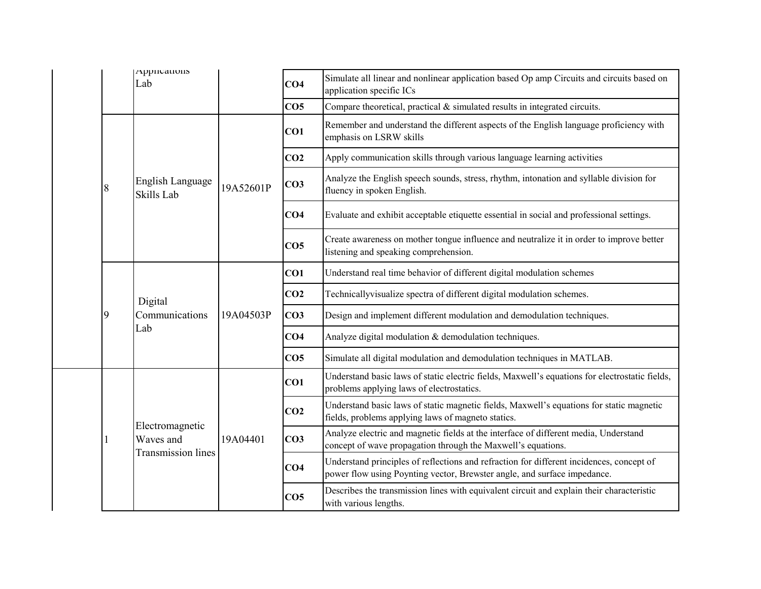| | | | | |
|---|---|---|---|---|
| | Applications Lab | | CO4 | Simulate all linear and nonlinear application based Op amp Circuits and circuits based on application specific ICs |
| | | | CO5 | Compare theoretical, practical & simulated results in integrated circuits. |
| 8 | English Language Skills Lab | 19A52601P | CO1 | Remember and understand the different aspects of the English language proficiency with emphasis on LSRW skills |
| | | | CO2 | Apply communication skills through various language learning activities |
| | | | CO3 | Analyze the English speech sounds, stress, rhythm, intonation and syllable division for fluency in spoken English. |
| | | | CO4 | Evaluate and exhibit acceptable etiquette essential in social and professional settings. |
| | | | CO5 | Create awareness on mother tongue influence and neutralize it in order to improve better listening and speaking comprehension. |
| 9 | Digital Communications Lab | 19A04503P | CO1 | Understand real time behavior of different digital modulation schemes |
| | | | CO2 | Technicallyvisualize spectra of different digital modulation schemes. |
| | | | CO3 | Design and implement different modulation and demodulation techniques. |
| | | | CO4 | Analyze digital modulation & demodulation techniques. |
| | | | CO5 | Simulate all digital modulation and demodulation techniques in MATLAB. |
| 1 | Electromagnetic Waves and Transmission lines | 19A04401 | CO1 | Understand basic laws of static electric fields, Maxwell's equations for electrostatic fields, problems applying laws of electrostatics. |
| | | | CO2 | Understand basic laws of static magnetic fields, Maxwell's equations for static magnetic fields, problems applying laws of magneto statics. |
| | | | CO3 | Analyze electric and magnetic fields at the interface of different media, Understand concept of wave propagation through the Maxwell's equations. |
| | | | CO4 | Understand principles of reflections and refraction for different incidences, concept of power flow using Poynting vector, Brewster angle, and surface impedance. |
| | | | CO5 | Describes the transmission lines with equivalent circuit and explain their characteristic with various lengths. |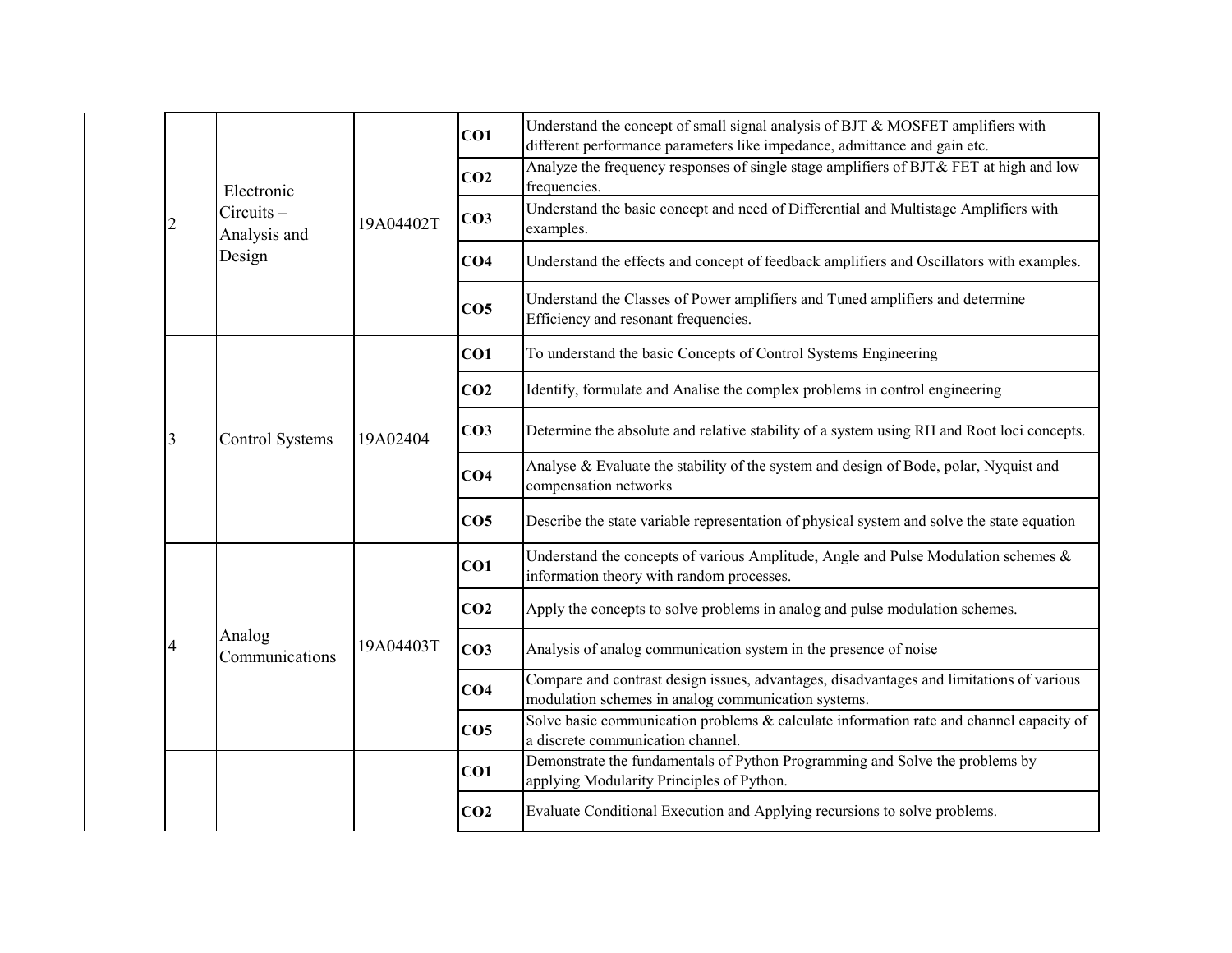| | | | | |
|---|---|---|---|---|
| 2 | Electronic Circuits – Analysis and Design | 19A04402T | **CO1** | Understand the concept of small signal analysis of BJT & MOSFET amplifiers with different performance parameters like impedance, admittance and gain etc. |
| | | | **CO2** | Analyze the frequency responses of single stage amplifiers of BJT& FET at high and low frequencies. |
| | | | **CO3** | Understand the basic concept and need of Differential and Multistage Amplifiers with examples. |
| | | | **CO4** | Understand the effects and concept of feedback amplifiers and Oscillators with examples. |
| | | | **CO5** | Understand the Classes of Power amplifiers and Tuned amplifiers and determine Efficiency and resonant frequencies. |
| 3 | Control Systems | 19A02404 | **CO1** | To understand the basic Concepts of Control Systems Engineering |
| | | | **CO2** | Identify, formulate and Analise the complex problems in control engineering |
| | | | **CO3** | Determine the absolute and relative stability of a system using RH and Root loci concepts. |
| | | | **CO4** | Analyse & Evaluate the stability of the system and design of Bode, polar, Nyquist and compensation networks |
| | | | **CO5** | Describe the state variable representation of physical system and solve the state equation |
| 4 | Analog Communications | 19A04403T | **CO1** | Understand the concepts of various Amplitude, Angle and Pulse Modulation schemes & information theory with random processes. |
| | | | **CO2** | Apply the concepts to solve problems in analog and pulse modulation schemes. |
| | | | **CO3** | Analysis of analog communication system in the presence of noise |
| | | | **CO4** | Compare and contrast design issues, advantages, disadvantages and limitations of various modulation schemes in analog communication systems. |
| | | | **CO5** | Solve basic communication problems & calculate information rate and channel capacity of a discrete communication channel. |
| | | | **CO1** | Demonstrate the fundamentals of Python Programming and Solve the problems by applying Modularity Principles of Python. |
| | | | **CO2** | Evaluate Conditional Execution and Applying recursions to solve problems. |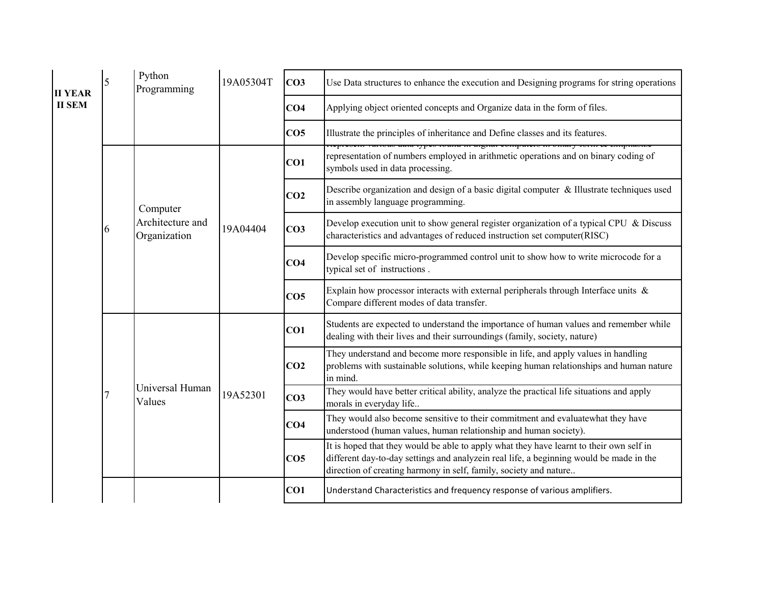| | | | | | |
|---|---|---|---|---|---|
| **II YEAR II SEM** | 5 | Python Programming | 19A05304T | **CO3** | Use Data structures to enhance the execution and Designing programs for string operations |
| | | | | **CO4** | Applying object oriented concepts and Organize data in the form of files. |
| | | | | **CO5** | Illustrate the principles of inheritance and Define classes and its features. |
| | 6 | Computer Architecture and Organization | 19A04404 | **CO1** | Represent various data types found in digital computers in binary form & Emphasize representation of numbers employed in arithmetic operations and on binary coding of symbols used in data processing. |
| | | | | **CO2** | Describe organization and design of a basic digital computer & Illustrate techniques used in assembly language programming. |
| | | | | **CO3** | Develop execution unit to show general register organization of a typical CPU & Discuss characteristics and advantages of reduced instruction set computer(RISC) |
| | | | | **CO4** | Develop specific micro-programmed control unit to show how to write microcode for a typical set of instructions . |
| | | | | **CO5** | Explain how processor interacts with external peripherals through Interface units & Compare different modes of data transfer. |
| | 7 | Universal Human Values | 19A52301 | **CO1** | Students are expected to understand the importance of human values and remember while dealing with their lives and their surroundings (family, society, nature) |
| | | | | **CO2** | They understand and become more responsible in life, and apply values in handling problems with sustainable solutions, while keeping human relationships and human nature in mind. |
| | | | | **CO3** | They would have better critical ability, analyze the practical life situations and apply morals in everyday life.. |
| | | | | **CO4** | They would also become sensitive to their commitment and evaluatewhat they have understood (human values, human relationship and human society). |
| | | | | **CO5** | It is hoped that they would be able to apply what they have learnt to their own self in different day-to-day settings and analyzein real life, a beginning would be made in the direction of creating harmony in self, family, society and nature.. |
| | | | | **CO1** | Understand Characteristics and frequency response of various amplifiers. |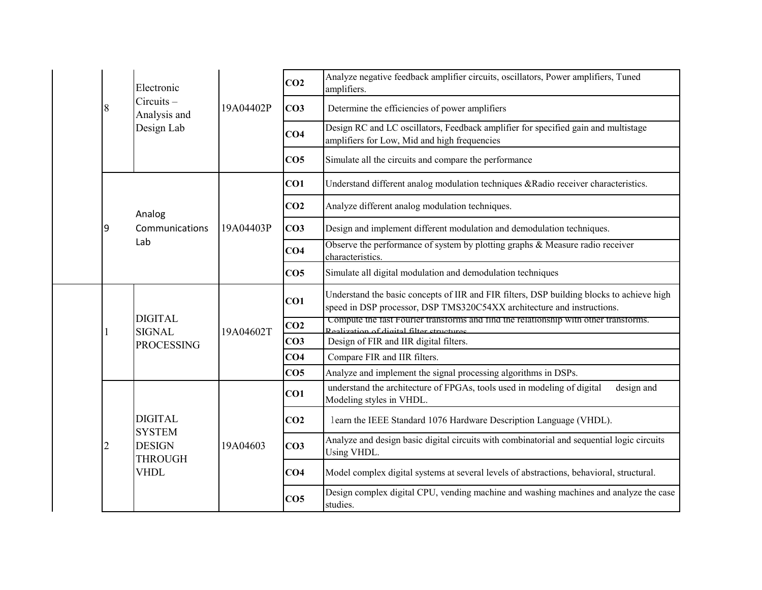|  | 8 | Electronic Circuits – Analysis and Design Lab | 19A04402P | CO2 | Analyze negative feedback amplifier circuits, oscillators, Power amplifiers, Tuned amplifiers. |
|---|---|---|---|---|---|
|  |  |  |  | CO3 | Determine the efficiencies of power amplifiers |
|  |  |  |  | CO4 | Design RC and LC oscillators, Feedback amplifier for specified gain and multistage amplifiers for Low, Mid and high frequencies |
|  |  |  |  | CO5 | Simulate all the circuits and compare the performance |
|  | 9 | Analog Communications Lab | 19A04403P | CO1 | Understand different analog modulation techniques &Radio receiver characteristics. |
|  |  |  |  | CO2 | Analyze different analog modulation techniques. |
|  |  |  |  | CO3 | Design and implement different modulation and demodulation techniques. |
|  |  |  |  | CO4 | Observe the performance of system by plotting graphs & Measure radio receiver characteristics. |
|  |  |  |  | CO5 | Simulate all digital modulation and demodulation techniques |
|  | 1 | DIGITAL SIGNAL PROCESSING | 19A04602T | CO1 | Understand the basic concepts of IIR and FIR filters, DSP building blocks to achieve high speed in DSP processor, DSP TMS320C54XX architecture and instructions. |
|  |  |  |  | CO2 | Compute the fast Fourier transforms and find the relationship with other transforms. Realization of digital filter structures |
|  |  |  |  | CO3 | Design of FIR and IIR digital filters. |
|  |  |  |  | CO4 | Compare FIR and IIR filters. |
|  |  |  |  | CO5 | Analyze and implement the signal processing algorithms in DSPs. |
|  | 2 | DIGITAL SYSTEM DESIGN THROUGH VHDL | 19A04603 | CO1 | understand the architecture of FPGAs, tools used in modeling of digital design and Modeling styles in VHDL. |
|  |  |  |  | CO2 | learn the IEEE Standard 1076 Hardware Description Language (VHDL). |
|  |  |  |  | CO3 | Analyze and design basic digital circuits with combinatorial and sequential logic circuits Using VHDL. |
|  |  |  |  | CO4 | Model complex digital systems at several levels of abstractions, behavioral, structural. |
|  |  |  |  | CO5 | Design complex digital CPU, vending machine and washing machines and analyze the case studies. |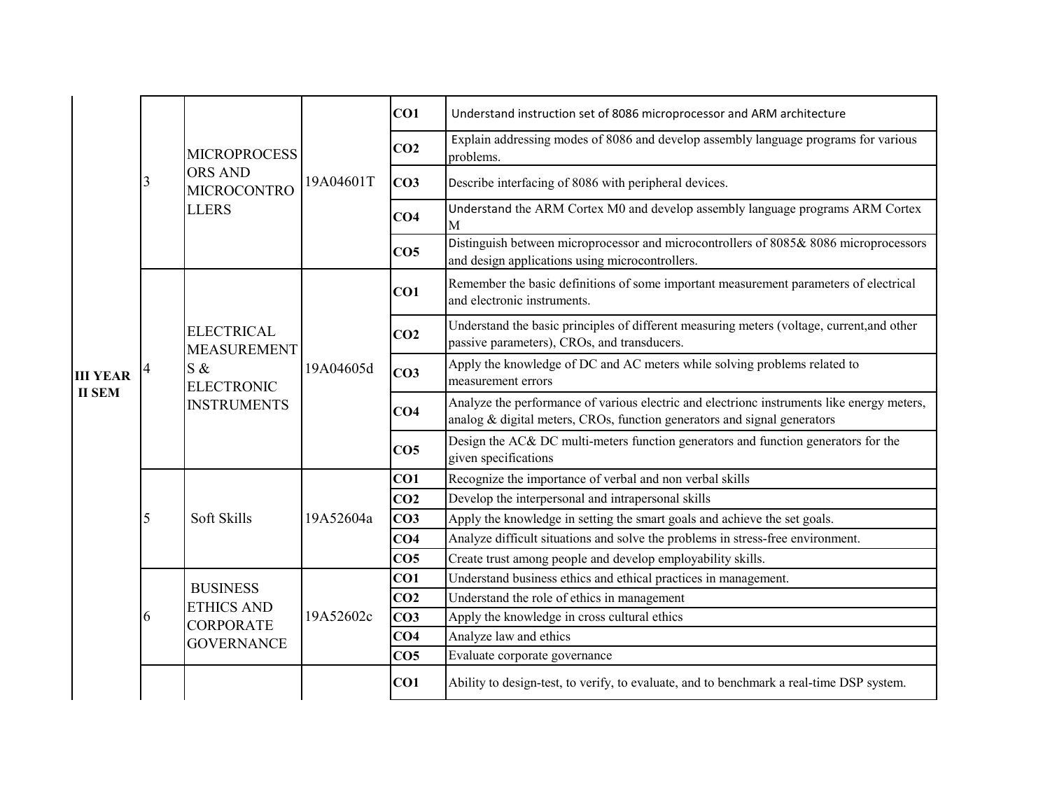| | | | | | |
|---|---|---|---|---|---|
| III YEAR II SEM | 3 | MICROPROCESSORS AND MICROCONTROLLERS | 19A04601T | CO1 | Understand instruction set of 8086 microprocessor and ARM architecture |
| | | | | CO2 | Explain addressing modes of 8086 and develop assembly language programs for various problems. |
| | | | | CO3 | Describe interfacing of 8086 with peripheral devices. |
| | | | | CO4 | Understand the ARM Cortex M0 and develop assembly language programs ARM Cortex M |
| | | | | CO5 | Distinguish between microprocessor and microcontrollers of 8085& 8086 microprocessors and design applications using microcontrollers. |
| | 4 | ELECTRICAL MEASUREMENTS & ELECTRONIC INSTRUMENTS | 19A04605d | CO1 | Remember the basic definitions of some important measurement parameters of electrical and electronic instruments. |
| | | | | CO2 | Understand the basic principles of different measuring meters (voltage, current,and other passive parameters), CROs, and transducers. |
| | | | | CO3 | Apply the knowledge of DC and AC meters while solving problems related to measurement errors |
| | | | | CO4 | Analyze the performance of various electric and electrionc instruments like energy meters, analog & digital meters, CROs, function generators and signal generators |
| | | | | CO5 | Design the AC& DC multi-meters function generators and function generators for the given specifications |
| | 5 | Soft Skills | 19A52604a | CO1 | Recognize the importance of verbal and non verbal skills |
| | | | | CO2 | Develop the interpersonal and intrapersonal skills |
| | | | | CO3 | Apply the knowledge in setting the smart goals and achieve the set goals. |
| | | | | CO4 | Analyze difficult situations and solve the problems in stress-free environment. |
| | | | | CO5 | Create trust among people and develop employability skills. |
| | 6 | BUSINESS ETHICS AND CORPORATE GOVERNANCE | 19A52602c | CO1 | Understand business ethics and ethical practices in management. |
| | | | | CO2 | Understand the role of ethics in management |
| | | | | CO3 | Apply the knowledge in cross cultural ethics |
| | | | | CO4 | Analyze law and ethics |
| | | | | CO5 | Evaluate corporate governance |
| | | | | CO1 | Ability to design-test, to verify, to evaluate, and to benchmark a real-time DSP system. |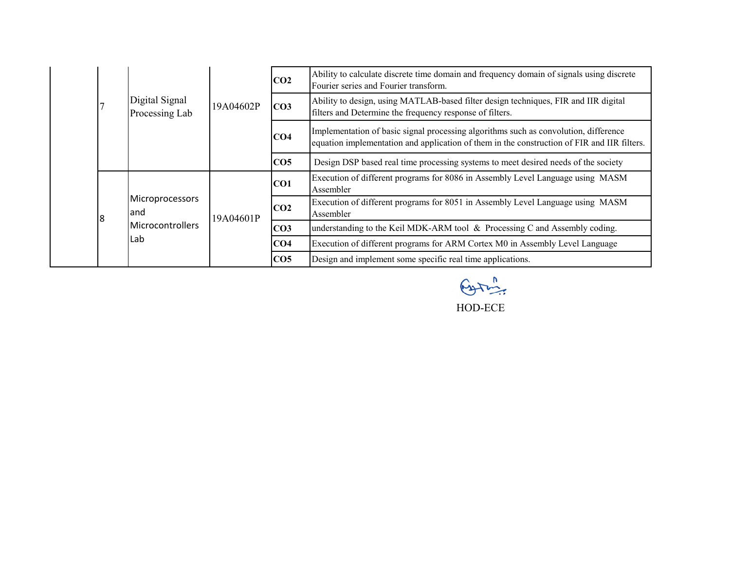| | | | | | |
|---|---|---|---|---|---|
| | 7 | Digital Signal Processing Lab | 19A04602P | **CO2** | Ability to calculate discrete time domain and frequency domain of signals using discrete Fourier series and Fourier transform. |
| | | | | **CO3** | Ability to design, using MATLAB-based filter design techniques, FIR and IIR digital filters and Determine the frequency response of filters. |
| | | | | **CO4** | Implementation of basic signal processing algorithms such as convolution, difference equation implementation and application of them in the construction of FIR and IIR filters. |
| | | | | **CO5** | Design DSP based real time processing systems to meet desired needs of the society |
| | 8 | Microprocessors and Microcontrollers Lab | 19A04601P | **CO1** | Execution of different programs for 8086 in Assembly Level Language using MASM Assembler |
| | | | | **CO2** | Execution of different programs for 8051 in Assembly Level Language using MASM Assembler |
| | | | | **CO3** | understanding to the Keil MDK-ARM tool & Processing C and Assembly coding. |
| | | | | **CO4** | Execution of different programs for ARM Cortex M0 in Assembly Level Language |
| | | | | **CO5** | Design and implement some specific real time applications. |

HOD-ECE